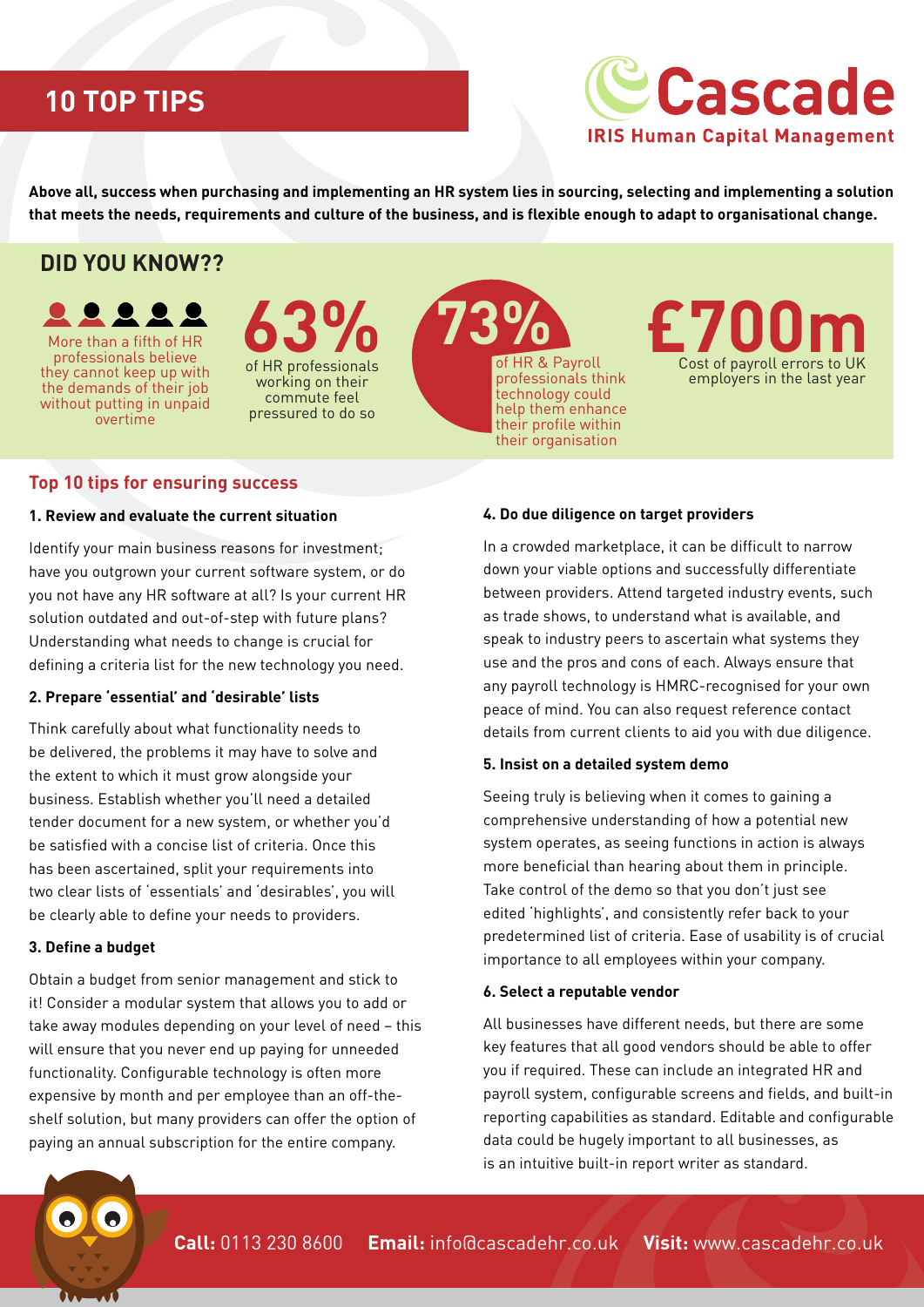# 10 TOP TIPS

**Cascade**
**IRIS Human Capital Management**

**Above all, success when purchasing and implementing an HR system lies in sourcing, selecting and implementing a solution that meets the needs, requirements and culture of the business, and is flexible enough to adapt to organisational change.**

## DID YOU KNOW??

More than a fifth of HR professionals believe they cannot keep up with the demands of their job without putting in unpaid overtime

**63%** of HR professionals working on their commute feel pressured to do so

**73%** of HR & Payroll professionals think technology could help them enhance their profile within their organisation

**£700m** Cost of payroll errors to UK employers in the last year

## Top 10 tips for ensuring success

### 1. Review and evaluate the current situation

Identify your main business reasons for investment; have you outgrown your current software system, or do you not have any HR software at all? Is your current HR solution outdated and out-of-step with future plans? Understanding what needs to change is crucial for defining a criteria list for the new technology you need.

### 2. Prepare 'essential' and 'desirable' lists

Think carefully about what functionality needs to be delivered, the problems it may have to solve and the extent to which it must grow alongside your business. Establish whether you'll need a detailed tender document for a new system, or whether you'd be satisfied with a concise list of criteria. Once this has been ascertained, split your requirements into two clear lists of 'essentials' and 'desirables', you will be clearly able to define your needs to providers.

### 3. Define a budget

Obtain a budget from senior management and stick to it! Consider a modular system that allows you to add or take away modules depending on your level of need – this will ensure that you never end up paying for unneeded functionality. Configurable technology is often more expensive by month and per employee than an off-the-shelf solution, but many providers can offer the option of paying an annual subscription for the entire company.

### 4. Do due diligence on target providers

In a crowded marketplace, it can be difficult to narrow down your viable options and successfully differentiate between providers. Attend targeted industry events, such as trade shows, to understand what is available, and speak to industry peers to ascertain what systems they use and the pros and cons of each. Always ensure that any payroll technology is HMRC-recognised for your own peace of mind. You can also request reference contact details from current clients to aid you with due diligence.

### 5. Insist on a detailed system demo

Seeing truly is believing when it comes to gaining a comprehensive understanding of how a potential new system operates, as seeing functions in action is always more beneficial than hearing about them in principle. Take control of the demo so that you don't just see edited 'highlights', and consistently refer back to your predetermined list of criteria. Ease of usability is of crucial importance to all employees within your company.

### 6. Select a reputable vendor

All businesses have different needs, but there are some key features that all good vendors should be able to offer you if required. These can include an integrated HR and payroll system, configurable screens and fields, and built-in reporting capabilities as standard. Editable and configurable data could be hugely important to all businesses, as is an intuitive built-in report writer as standard.

**Call:** 0113 230 8600 **Email:** info@cascadehr.co.uk **Visit:** www.cascadehr.co.uk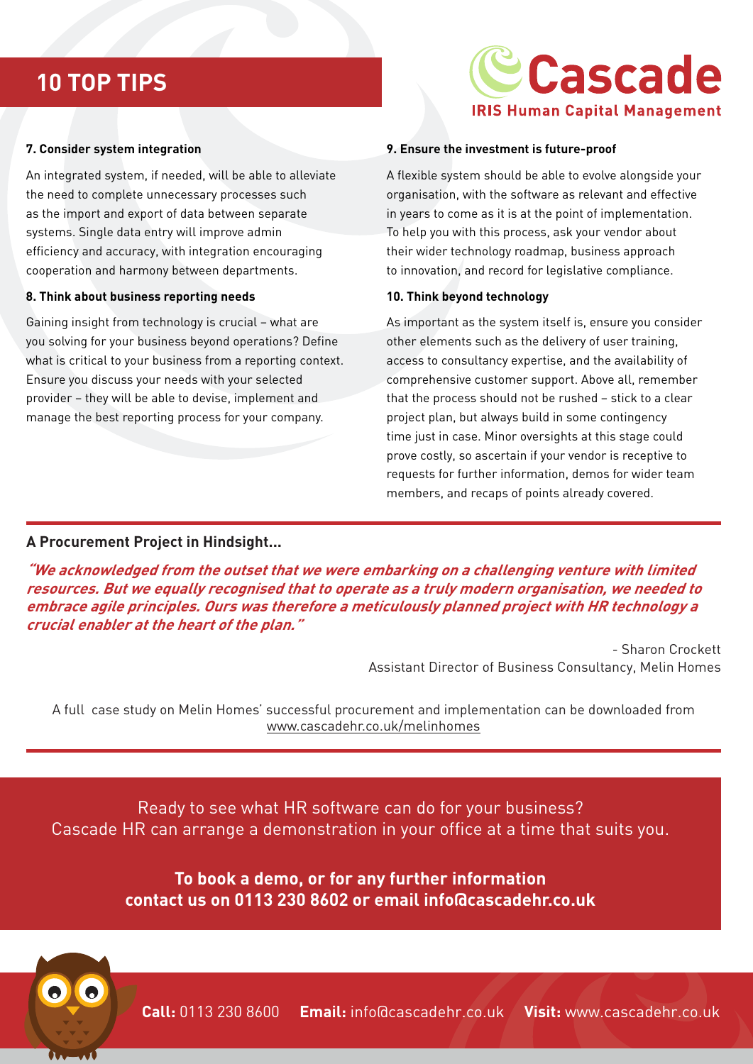# 10 TOP TIPS

Cascade
IRIS Human Capital Management

**7. Consider system integration**

An integrated system, if needed, will be able to alleviate the need to complete unnecessary processes such as the import and export of data between separate systems. Single data entry will improve admin efficiency and accuracy, with integration encouraging cooperation and harmony between departments.

**8. Think about business reporting needs**

Gaining insight from technology is crucial – what are you solving for your business beyond operations? Define what is critical to your business from a reporting context. Ensure you discuss your needs with your selected provider – they will be able to devise, implement and manage the best reporting process for your company.

**9. Ensure the investment is future-proof**

A flexible system should be able to evolve alongside your organisation, with the software as relevant and effective in years to come as it is at the point of implementation. To help you with this process, ask your vendor about their wider technology roadmap, business approach to innovation, and record for legislative compliance.

**10. Think beyond technology**

As important as the system itself is, ensure you consider other elements such as the delivery of user training, access to consultancy expertise, and the availability of comprehensive customer support. Above all, remember that the process should not be rushed – stick to a clear project plan, but always build in some contingency time just in case. Minor oversights at this stage could prove costly, so ascertain if your vendor is receptive to requests for further information, demos for wider team members, and recaps of points already covered.

**A Procurement Project in Hindsight...**

***"We acknowledged from the outset that we were embarking on a challenging venture with limited resources. But we equally recognised that to operate as a truly modern organisation, we needed to embrace agile principles. Ours was therefore a meticulously planned project with HR technology a crucial enabler at the heart of the plan."***

- Sharon Crockett
Assistant Director of Business Consultancy, Melin Homes

A full case study on Melin Homes' successful procurement and implementation can be downloaded from www.cascadehr.co.uk/melinhomes

Ready to see what HR software can do for your business?
Cascade HR can arrange a demonstration in your office at a time that suits you.

**To book a demo, or for any further information contact us on 0113 230 8602 or email info@cascadehr.co.uk**

**Call:** 0113 230 8600 **Email:** info@cascadehr.co.uk **Visit:** www.cascadehr.co.uk